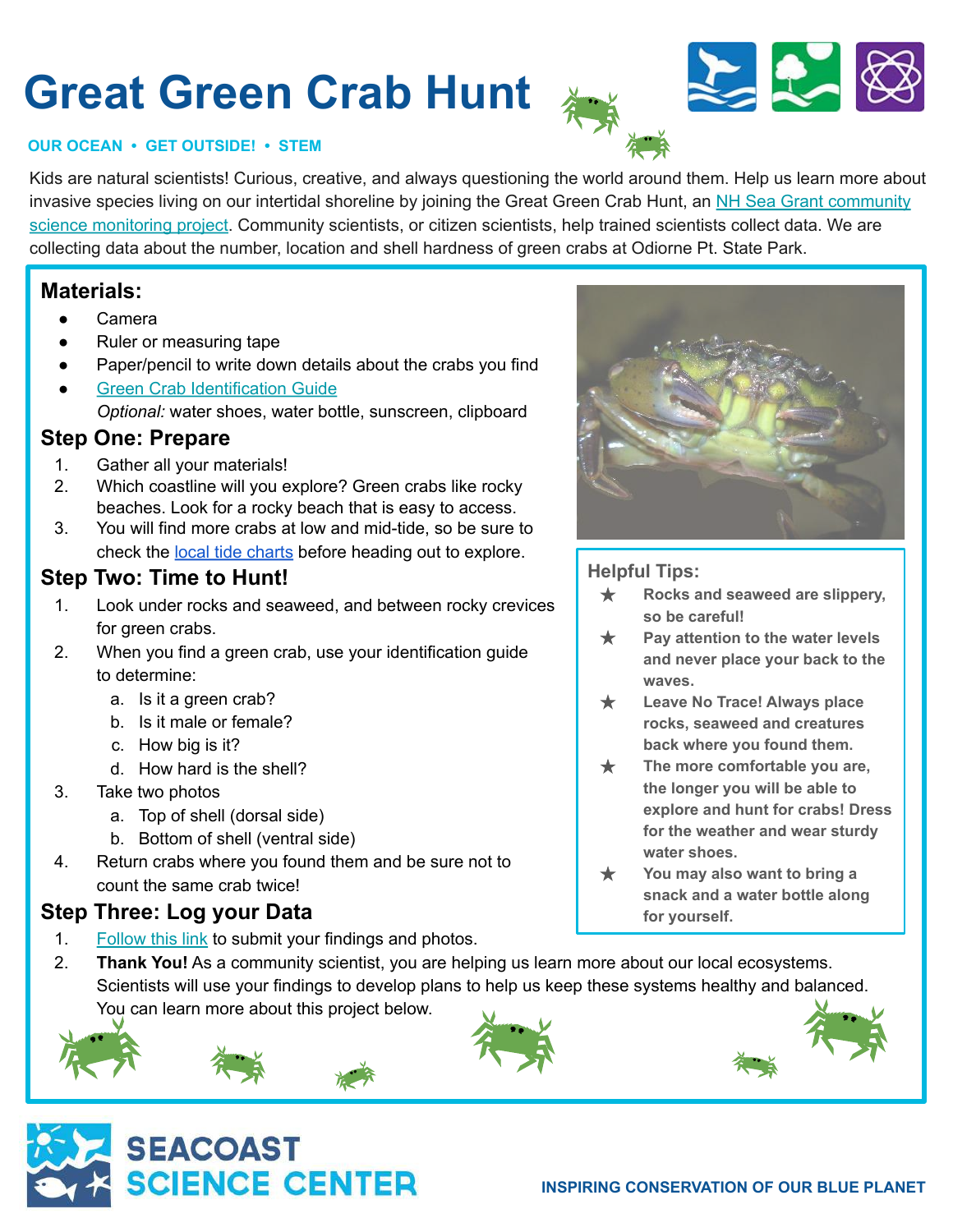# Great Green Crab Hunt

**OUR OCEAN • GET OUTSIDE! • STEM**

Kids are natural scientists! Curious, creative, and always questioning the world around them. Help us learn more about invasive species living on our intertidal shoreline by joining the Great Green Crab Hunt, an [NH Sea Grant community science monitoring project](). Community scientists, or citizen scientists, help trained scientists collect data. We are collecting data about the number, location and shell hardness of green crabs at Odiorne Pt. State Park.

## Materials:

- Camera
- Ruler or measuring tape
- Paper/pencil to write down details about the crabs you find
- [Green Crab Identification Guide]()

*Optional:* water shoes, water bottle, sunscreen, clipboard

## Step One: Prepare

1. Gather all your materials!
2. Which coastline will you explore? Green crabs like rocky beaches. Look for a rocky beach that is easy to access.
3. You will find more crabs at low and mid-tide, so be sure to check the [local tide charts]() before heading out to explore.

## Step Two: Time to Hunt!

1. Look under rocks and seaweed, and between rocky crevices for green crabs.
2. When you find a green crab, use your identification guide to determine:
   a. Is it a green crab?
   b. Is it male or female?
   c. How big is it?
   d. How hard is the shell?
3. Take two photos
   a. Top of shell (dorsal side)
   b. Bottom of shell (ventral side)
4. Return crabs where you found them and be sure not to count the same crab twice!

## Step Three: Log your Data

1. [Follow this link]() to submit your findings and photos.
2. **Thank You!** As a community scientist, you are helping us learn more about our local ecosystems. Scientists will use your findings to develop plans to help us keep these systems healthy and balanced. You can learn more about this project below.

### Helpful Tips:

★ **Rocks and seaweed are slippery, so be careful!**

★ **Pay attention to the water levels and never place your back to the waves.**

★ **Leave No Trace! Always place rocks, seaweed and creatures back where you found them.**

★ **The more comfortable you are, the longer you will be able to explore and hunt for crabs! Dress for the weather and wear sturdy water shoes.**

★ **You may also want to bring a snack and a water bottle along for yourself.**

SEACOAST SCIENCE CENTER

INSPIRING CONSERVATION OF OUR BLUE PLANET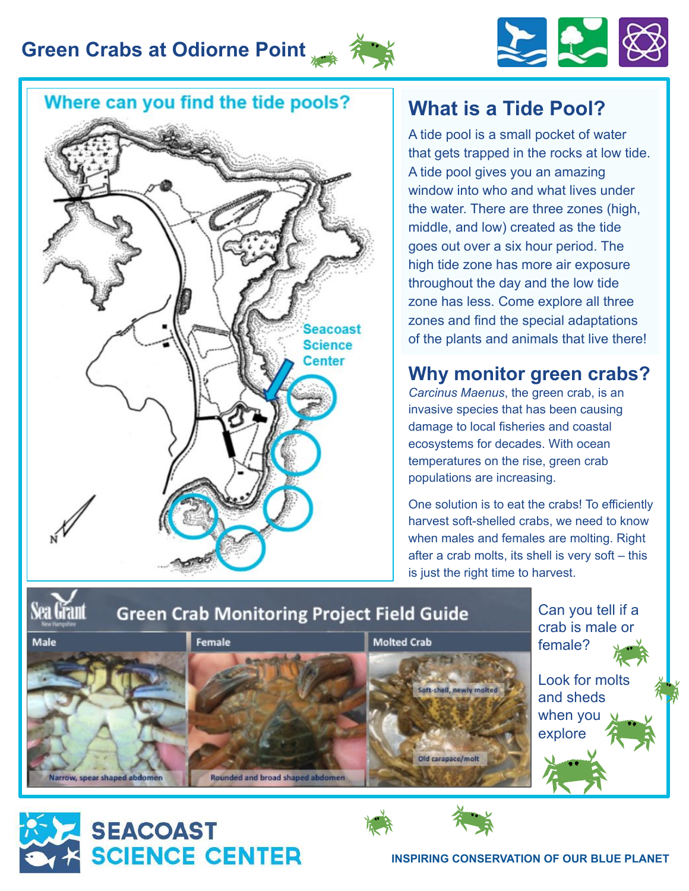# Green Crabs at Odiorne Point

## Where can you find the tide pools?

Seacoast Science Center

N

## What is a Tide Pool?

A tide pool is a small pocket of water that gets trapped in the rocks at low tide. A tide pool gives you an amazing window into who and what lives under the water. There are three zones (high, middle, and low) created as the tide goes out over a six hour period. The high tide zone has more air exposure throughout the day and the low tide zone has less. Come explore all three zones and find the special adaptations of the plants and animals that live there!

## Why monitor green crabs?

*Carcinus Maenus*, the green crab, is an invasive species that has been causing damage to local fisheries and coastal ecosystems for decades. With ocean temperatures on the rise, green crab populations are increasing.

One solution is to eat the crabs! To efficiently harvest soft-shelled crabs, we need to know when males and females are molting. Right after a crab molts, its shell is very soft – this is just the right time to harvest.

Sea Grant New Hampshire

Green Crab Monitoring Project Field Guide

Male

Narrow, spear shaped abdomen

Female

Rounded and broad shaped abdomen

Molted Crab

Soft-shell, newly molted

Old carapace/molt

Can you tell if a crab is male or female?

Look for molts and sheds when you explore

SEACOAST SCIENCE CENTER

INSPIRING CONSERVATION OF OUR BLUE PLANET